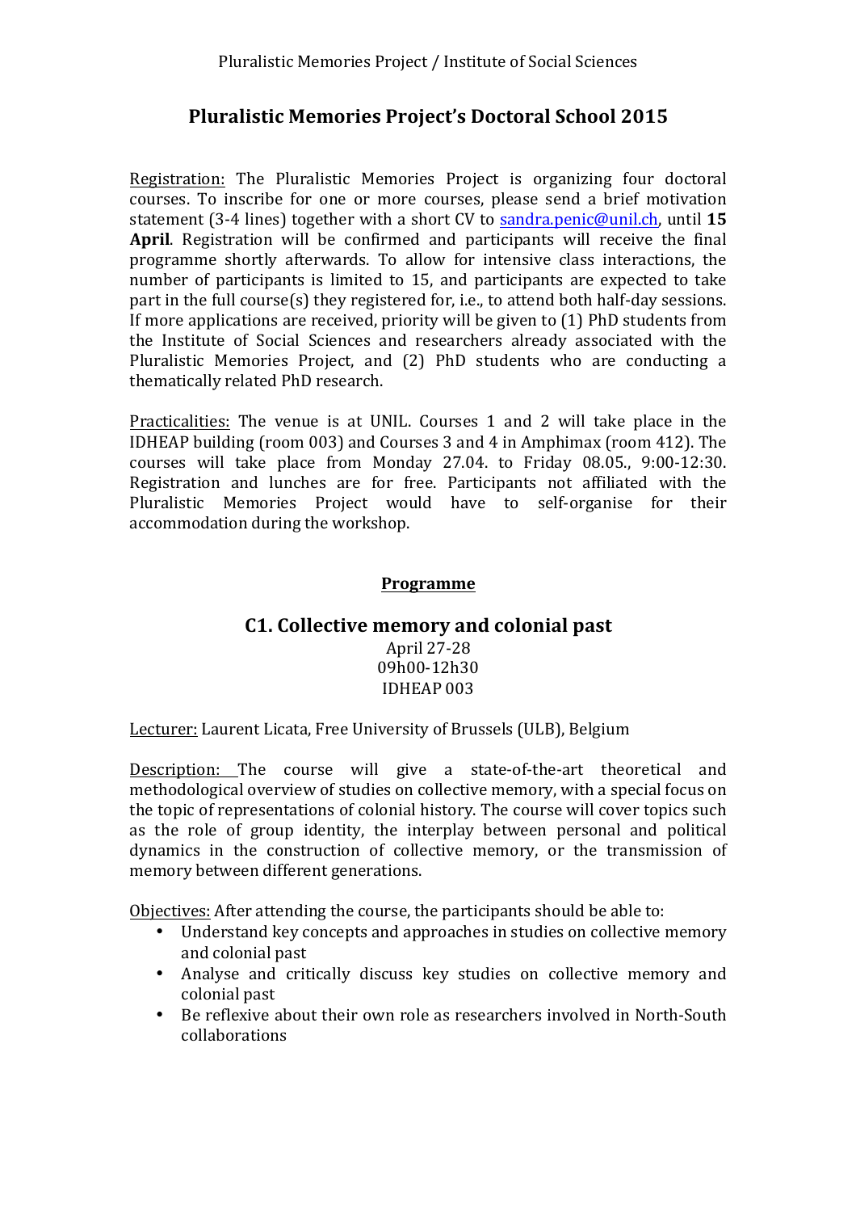Pluralistic Memories Project / Institute of Social Sciences

# Pluralistic Memories Project's Doctoral School 2015

Registration: The Pluralistic Memories Project is organizing four doctoral courses. To inscribe for one or more courses, please send a brief motivation statement (3-4 lines) together with a short CV to sandra.penic@unil.ch, until **15 April**. Registration will be confirmed and participants will receive the final programme shortly afterwards. To allow for intensive class interactions, the number of participants is limited to 15, and participants are expected to take part in the full course(s) they registered for, i.e., to attend both half-day sessions. If more applications are received, priority will be given to (1) PhD students from the Institute of Social Sciences and researchers already associated with the Pluralistic Memories Project, and (2) PhD students who are conducting a thematically related PhD research.

Practicalities: The venue is at UNIL. Courses 1 and 2 will take place in the IDHEAP building (room 003) and Courses 3 and 4 in Amphimax (room 412). The courses will take place from Monday 27.04. to Friday 08.05., 9:00-12:30. Registration and lunches are for free. Participants not affiliated with the Pluralistic Memories Project would have to self-organise for their accommodation during the workshop.

## Programme

### C1. Collective memory and colonial past

April 27-28
09h00-12h30
IDHEAP 003

Lecturer: Laurent Licata, Free University of Brussels (ULB), Belgium

Description: The course will give a state-of-the-art theoretical and methodological overview of studies on collective memory, with a special focus on the topic of representations of colonial history. The course will cover topics such as the role of group identity, the interplay between personal and political dynamics in the construction of collective memory, or the transmission of memory between different generations.

Objectives: After attending the course, the participants should be able to:

- Understand key concepts and approaches in studies on collective memory and colonial past
- Analyse and critically discuss key studies on collective memory and colonial past
- Be reflexive about their own role as researchers involved in North-South collaborations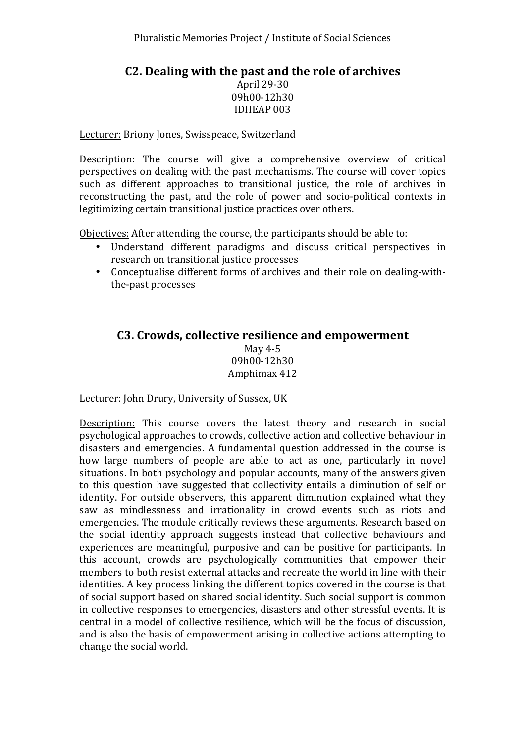## C2. Dealing with the past and the role of archives

April 29-30
09h00-12h30
IDHEAP 003

Lecturer: Briony Jones, Swisspeace, Switzerland

Description: The course will give a comprehensive overview of critical perspectives on dealing with the past mechanisms. The course will cover topics such as different approaches to transitional justice, the role of archives in reconstructing the past, and the role of power and socio-political contexts in legitimizing certain transitional justice practices over others.

Objectives: After attending the course, the participants should be able to:

- Understand different paradigms and discuss critical perspectives in research on transitional justice processes
- Conceptualise different forms of archives and their role on dealing-with-the-past processes

## C3. Crowds, collective resilience and empowerment

May 4-5
09h00-12h30
Amphimax 412

Lecturer: John Drury, University of Sussex, UK

Description: This course covers the latest theory and research in social psychological approaches to crowds, collective action and collective behaviour in disasters and emergencies. A fundamental question addressed in the course is how large numbers of people are able to act as one, particularly in novel situations. In both psychology and popular accounts, many of the answers given to this question have suggested that collectivity entails a diminution of self or identity. For outside observers, this apparent diminution explained what they saw as mindlessness and irrationality in crowd events such as riots and emergencies. The module critically reviews these arguments. Research based on the social identity approach suggests instead that collective behaviours and experiences are meaningful, purposive and can be positive for participants. In this account, crowds are psychologically communities that empower their members to both resist external attacks and recreate the world in line with their identities. A key process linking the different topics covered in the course is that of social support based on shared social identity. Such social support is common in collective responses to emergencies, disasters and other stressful events. It is central in a model of collective resilience, which will be the focus of discussion, and is also the basis of empowerment arising in collective actions attempting to change the social world.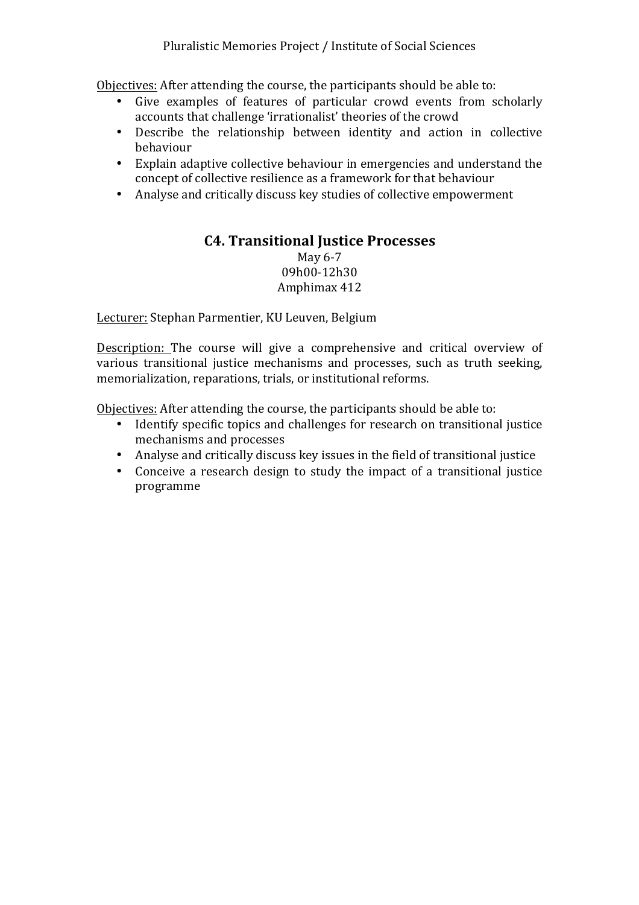Objectives: After attending the course, the participants should be able to:

- Give examples of features of particular crowd events from scholarly accounts that challenge 'irrationalist' theories of the crowd
- Describe the relationship between identity and action in collective behaviour
- Explain adaptive collective behaviour in emergencies and understand the concept of collective resilience as a framework for that behaviour
- Analyse and critically discuss key studies of collective empowerment

## C4. Transitional Justice Processes

May 6-7
09h00-12h30
Amphimax 412

Lecturer: Stephan Parmentier, KU Leuven, Belgium

Description: The course will give a comprehensive and critical overview of various transitional justice mechanisms and processes, such as truth seeking, memorialization, reparations, trials, or institutional reforms.

Objectives: After attending the course, the participants should be able to:

- Identify specific topics and challenges for research on transitional justice mechanisms and processes
- Analyse and critically discuss key issues in the field of transitional justice
- Conceive a research design to study the impact of a transitional justice programme